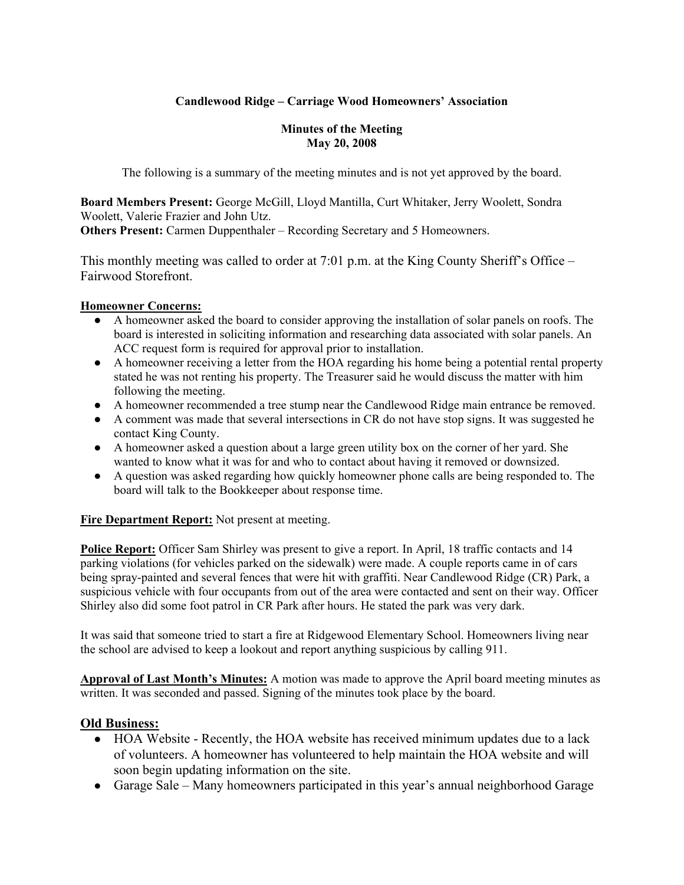**Candlewood Ridge – Carriage Wood Homeowners' Association**

**Minutes of the Meeting**
**May 20, 2008**

The following is a summary of the meeting minutes and is not yet approved by the board.

**Board Members Present:** George McGill, Lloyd Mantilla, Curt Whitaker, Jerry Woolett, Sondra Woolett, Valerie Frazier and John Utz.
**Others Present:** Carmen Duppenthaler – Recording Secretary and 5 Homeowners.

This monthly meeting was called to order at 7:01 p.m. at the King County Sheriff's Office – Fairwood Storefront.

**Homeowner Concerns:**

- A homeowner asked the board to consider approving the installation of solar panels on roofs. The board is interested in soliciting information and researching data associated with solar panels. An ACC request form is required for approval prior to installation.
- A homeowner receiving a letter from the HOA regarding his home being a potential rental property stated he was not renting his property. The Treasurer said he would discuss the matter with him following the meeting.
- A homeowner recommended a tree stump near the Candlewood Ridge main entrance be removed.
- A comment was made that several intersections in CR do not have stop signs. It was suggested he contact King County.
- A homeowner asked a question about a large green utility box on the corner of her yard. She wanted to know what it was for and who to contact about having it removed or downsized.
- A question was asked regarding how quickly homeowner phone calls are being responded to. The board will talk to the Bookkeeper about response time.

**Fire Department Report:** Not present at meeting.

**Police Report:** Officer Sam Shirley was present to give a report. In April, 18 traffic contacts and 14 parking violations (for vehicles parked on the sidewalk) were made. A couple reports came in of cars being spray-painted and several fences that were hit with graffiti. Near Candlewood Ridge (CR) Park, a suspicious vehicle with four occupants from out of the area were contacted and sent on their way. Officer Shirley also did some foot patrol in CR Park after hours. He stated the park was very dark.

It was said that someone tried to start a fire at Ridgewood Elementary School. Homeowners living near the school are advised to keep a lookout and report anything suspicious by calling 911.

**Approval of Last Month's Minutes:** A motion was made to approve the April board meeting minutes as written. It was seconded and passed. Signing of the minutes took place by the board.

## Old Business:

- HOA Website - Recently, the HOA website has received minimum updates due to a lack of volunteers. A homeowner has volunteered to help maintain the HOA website and will soon begin updating information on the site.
- Garage Sale – Many homeowners participated in this year's annual neighborhood Garage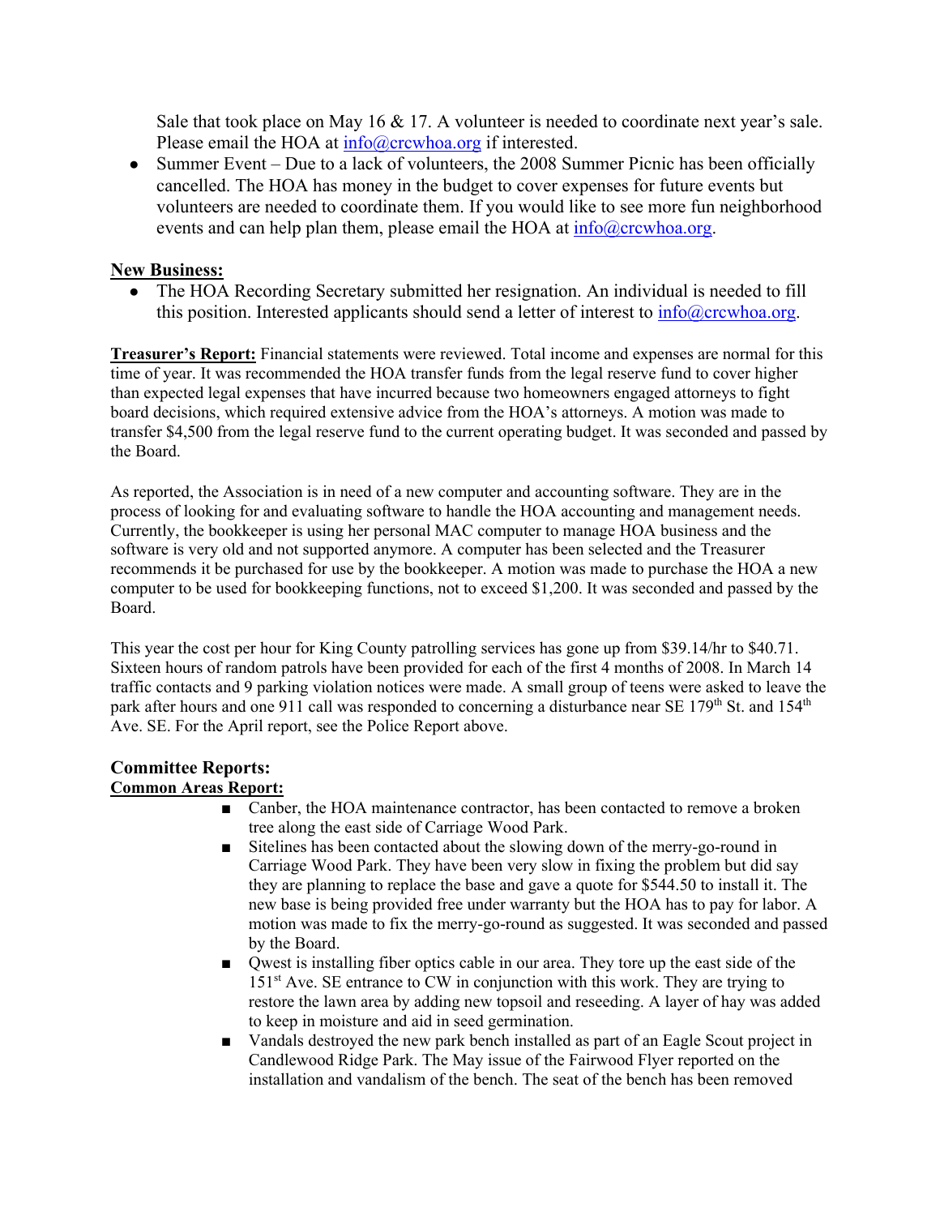Sale that took place on May 16 & 17. A volunteer is needed to coordinate next year's sale. Please email the HOA at info@crcwhoa.org if interested.

- Summer Event – Due to a lack of volunteers, the 2008 Summer Picnic has been officially cancelled. The HOA has money in the budget to cover expenses for future events but volunteers are needed to coordinate them. If you would like to see more fun neighborhood events and can help plan them, please email the HOA at info@crcwhoa.org.

**New Business:**

- The HOA Recording Secretary submitted her resignation. An individual is needed to fill this position. Interested applicants should send a letter of interest to info@crcwhoa.org.

**Treasurer's Report:** Financial statements were reviewed. Total income and expenses are normal for this time of year. It was recommended the HOA transfer funds from the legal reserve fund to cover higher than expected legal expenses that have incurred because two homeowners engaged attorneys to fight board decisions, which required extensive advice from the HOA's attorneys. A motion was made to transfer $4,500 from the legal reserve fund to the current operating budget. It was seconded and passed by the Board.

As reported, the Association is in need of a new computer and accounting software. They are in the process of looking for and evaluating software to handle the HOA accounting and management needs. Currently, the bookkeeper is using her personal MAC computer to manage HOA business and the software is very old and not supported anymore. A computer has been selected and the Treasurer recommends it be purchased for use by the bookkeeper. A motion was made to purchase the HOA a new computer to be used for bookkeeping functions, not to exceed $1,200. It was seconded and passed by the Board.

This year the cost per hour for King County patrolling services has gone up from $39.14/hr to $40.71. Sixteen hours of random patrols have been provided for each of the first 4 months of 2008. In March 14 traffic contacts and 9 parking violation notices were made. A small group of teens were asked to leave the park after hours and one 911 call was responded to concerning a disturbance near SE 179th St. and 154th Ave. SE. For the April report, see the Police Report above.

## Committee Reports:

**Common Areas Report:**

- Canber, the HOA maintenance contractor, has been contacted to remove a broken tree along the east side of Carriage Wood Park.
- Sitelines has been contacted about the slowing down of the merry-go-round in Carriage Wood Park. They have been very slow in fixing the problem but did say they are planning to replace the base and gave a quote for $544.50 to install it. The new base is being provided free under warranty but the HOA has to pay for labor. A motion was made to fix the merry-go-round as suggested. It was seconded and passed by the Board.
- Qwest is installing fiber optics cable in our area. They tore up the east side of the 151st Ave. SE entrance to CW in conjunction with this work. They are trying to restore the lawn area by adding new topsoil and reseeding. A layer of hay was added to keep in moisture and aid in seed germination.
- Vandals destroyed the new park bench installed as part of an Eagle Scout project in Candlewood Ridge Park. The May issue of the Fairwood Flyer reported on the installation and vandalism of the bench. The seat of the bench has been removed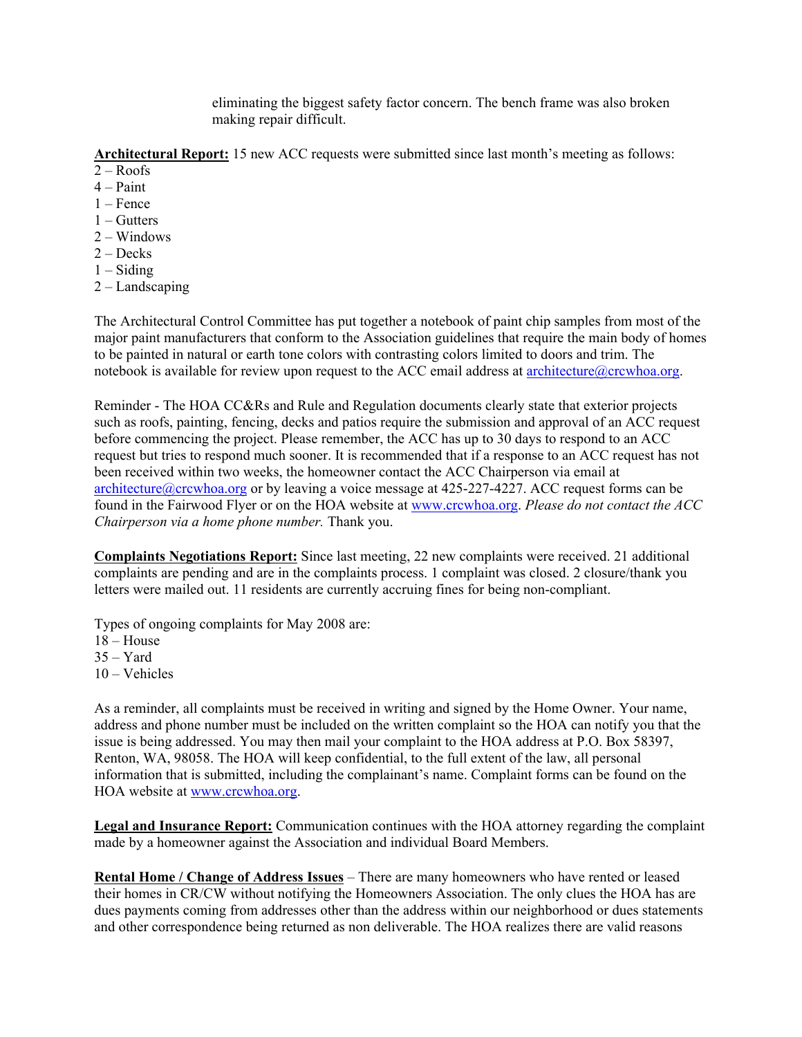eliminating the biggest safety factor concern. The bench frame was also broken making repair difficult.

**Architectural Report:** 15 new ACC requests were submitted since last month's meeting as follows:

2 – Roofs
4 – Paint
1 – Fence
1 – Gutters
2 – Windows
2 – Decks
1 – Siding
2 – Landscaping

The Architectural Control Committee has put together a notebook of paint chip samples from most of the major paint manufacturers that conform to the Association guidelines that require the main body of homes to be painted in natural or earth tone colors with contrasting colors limited to doors and trim. The notebook is available for review upon request to the ACC email address at architecture@crcwhoa.org.

Reminder - The HOA CC&Rs and Rule and Regulation documents clearly state that exterior projects such as roofs, painting, fencing, decks and patios require the submission and approval of an ACC request before commencing the project. Please remember, the ACC has up to 30 days to respond to an ACC request but tries to respond much sooner. It is recommended that if a response to an ACC request has not been received within two weeks, the homeowner contact the ACC Chairperson via email at architecture@crcwhoa.org or by leaving a voice message at 425-227-4227. ACC request forms can be found in the Fairwood Flyer or on the HOA website at www.crcwhoa.org. *Please do not contact the ACC Chairperson via a home phone number.* Thank you.

**Complaints Negotiations Report:** Since last meeting, 22 new complaints were received. 21 additional complaints are pending and are in the complaints process. 1 complaint was closed. 2 closure/thank you letters were mailed out. 11 residents are currently accruing fines for being non-compliant.

Types of ongoing complaints for May 2008 are:

18 – House
35 – Yard
10 – Vehicles

As a reminder, all complaints must be received in writing and signed by the Home Owner. Your name, address and phone number must be included on the written complaint so the HOA can notify you that the issue is being addressed. You may then mail your complaint to the HOA address at P.O. Box 58397, Renton, WA, 98058. The HOA will keep confidential, to the full extent of the law, all personal information that is submitted, including the complainant's name. Complaint forms can be found on the HOA website at www.crcwhoa.org.

**Legal and Insurance Report:** Communication continues with the HOA attorney regarding the complaint made by a homeowner against the Association and individual Board Members.

**Rental Home / Change of Address Issues** – There are many homeowners who have rented or leased their homes in CR/CW without notifying the Homeowners Association. The only clues the HOA has are dues payments coming from addresses other than the address within our neighborhood or dues statements and other correspondence being returned as non deliverable. The HOA realizes there are valid reasons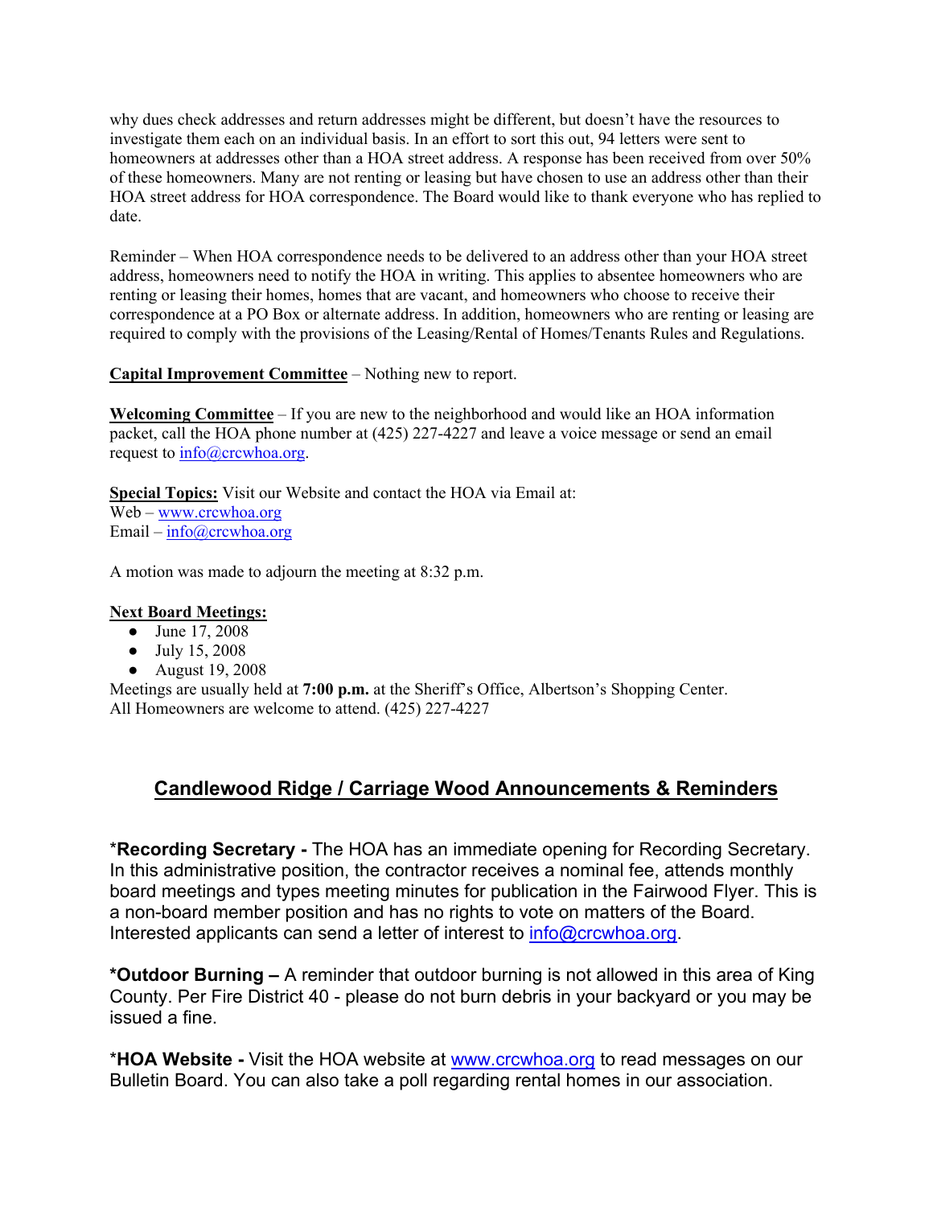why dues check addresses and return addresses might be different, but doesn't have the resources to investigate them each on an individual basis. In an effort to sort this out, 94 letters were sent to homeowners at addresses other than a HOA street address. A response has been received from over 50% of these homeowners. Many are not renting or leasing but have chosen to use an address other than their HOA street address for HOA correspondence. The Board would like to thank everyone who has replied to date.

Reminder – When HOA correspondence needs to be delivered to an address other than your HOA street address, homeowners need to notify the HOA in writing. This applies to absentee homeowners who are renting or leasing their homes, homes that are vacant, and homeowners who choose to receive their correspondence at a PO Box or alternate address. In addition, homeowners who are renting or leasing are required to comply with the provisions of the Leasing/Rental of Homes/Tenants Rules and Regulations.

**Capital Improvement Committee** – Nothing new to report.

**Welcoming Committee** – If you are new to the neighborhood and would like an HOA information packet, call the HOA phone number at (425) 227-4227 and leave a voice message or send an email request to info@crcwhoa.org.

**Special Topics:** Visit our Website and contact the HOA via Email at:
Web – www.crcwhoa.org
Email – info@crcwhoa.org

A motion was made to adjourn the meeting at 8:32 p.m.

**Next Board Meetings:**

- June 17, 2008
- July 15, 2008
- August 19, 2008

Meetings are usually held at **7:00 p.m.** at the Sheriff's Office, Albertson's Shopping Center.
All Homeowners are welcome to attend. (425) 227-4227

## Candlewood Ridge / Carriage Wood Announcements & Reminders

***Recording Secretary -** The HOA has an immediate opening for Recording Secretary. In this administrative position, the contractor receives a nominal fee, attends monthly board meetings and types meeting minutes for publication in the Fairwood Flyer. This is a non-board member position and has no rights to vote on matters of the Board. Interested applicants can send a letter of interest to info@crcwhoa.org.

***Outdoor Burning –** A reminder that outdoor burning is not allowed in this area of King County. Per Fire District 40 - please do not burn debris in your backyard or you may be issued a fine.

***HOA Website -** Visit the HOA website at www.crcwhoa.org to read messages on our Bulletin Board. You can also take a poll regarding rental homes in our association.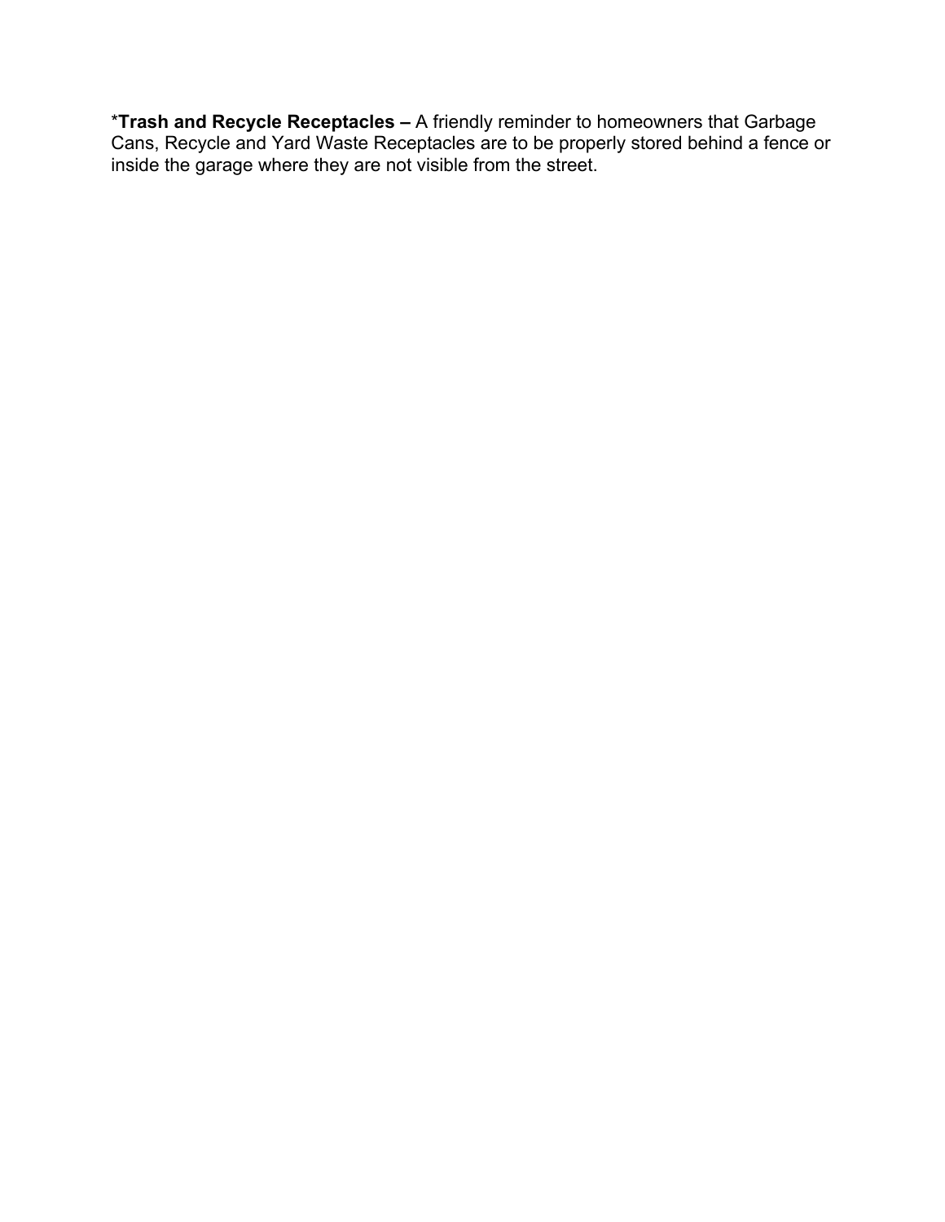*__Trash and Recycle Receptacles –__ A friendly reminder to homeowners that Garbage Cans, Recycle and Yard Waste Receptacles are to be properly stored behind a fence or inside the garage where they are not visible from the street.